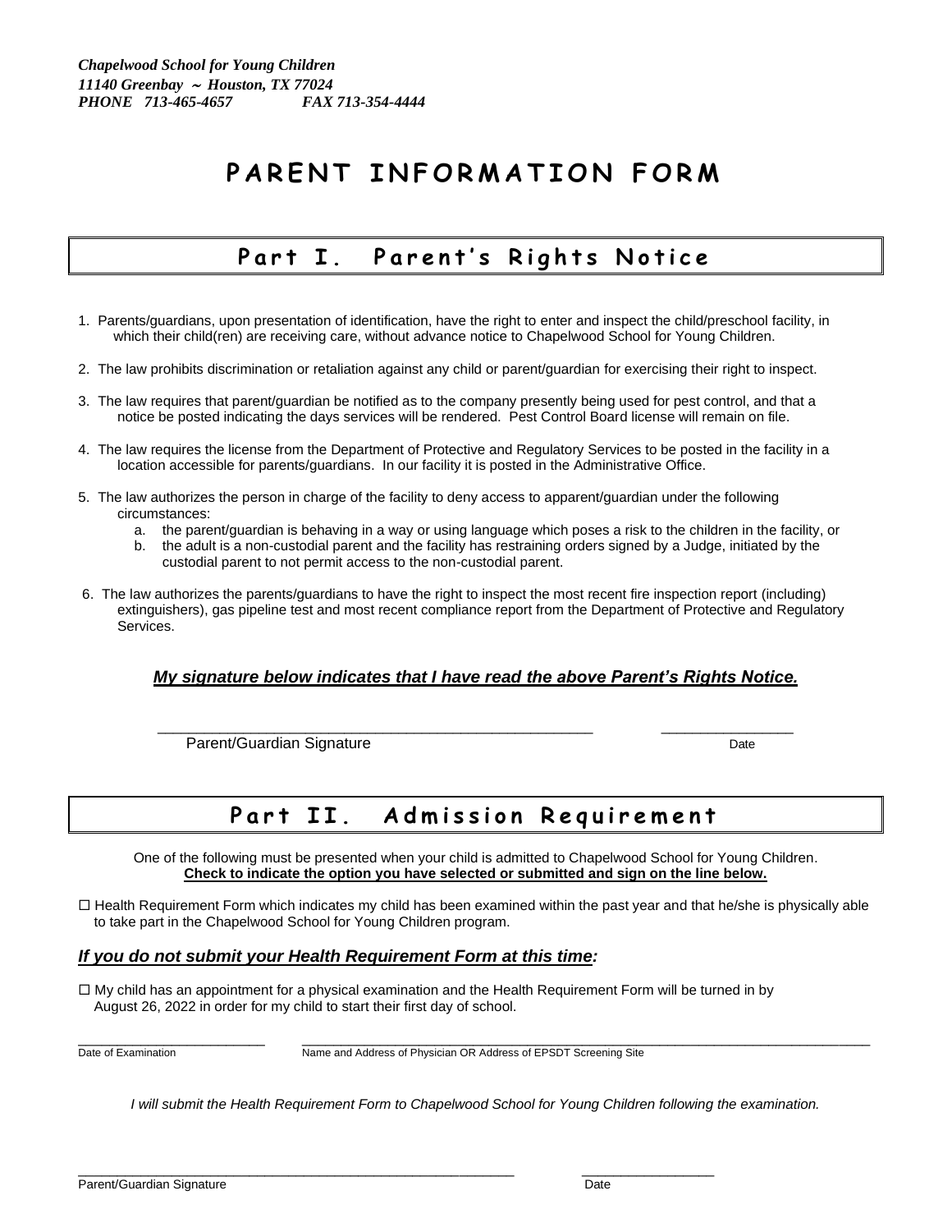*Chapelwood School for Young Children*
*11140 Greenbay ~ Houston, TX 77024*
*PHONE 713-465-4657 FAX 713-354-4444*

# PARENT INFORMATION FORM

## Part I. Parent's Rights Notice

1. Parents/guardians, upon presentation of identification, have the right to enter and inspect the child/preschool facility, in which their child(ren) are receiving care, without advance notice to Chapelwood School for Young Children.
2. The law prohibits discrimination or retaliation against any child or parent/guardian for exercising their right to inspect.
3. The law requires that parent/guardian be notified as to the company presently being used for pest control, and that a notice be posted indicating the days services will be rendered. Pest Control Board license will remain on file.
4. The law requires the license from the Department of Protective and Regulatory Services to be posted in the facility in a location accessible for parents/guardians. In our facility it is posted in the Administrative Office.
5. The law authorizes the person in charge of the facility to deny access to apparent/guardian under the following circumstances:
   a. the parent/guardian is behaving in a way or using language which poses a risk to the children in the facility, or
   b. the adult is a non-custodial parent and the facility has restraining orders signed by a Judge, initiated by the custodial parent to not permit access to the non-custodial parent.
6. The law authorizes the parents/guardians to have the right to inspect the most recent fire inspection report (including) extinguishers), gas pipeline test and most recent compliance report from the Department of Protective and Regulatory Services.

***My signature below indicates that I have read the above Parent's Rights Notice.***

_______________________________________________ ________________
Parent/Guardian Signature Date

## Part II. Admission Requirement

One of the following must be presented when your child is admitted to Chapelwood School for Young Children.
**Check to indicate the option you have selected or submitted and sign on the line below.**

☐ Health Requirement Form which indicates my child has been examined within the past year and that he/she is physically able to take part in the Chapelwood School for Young Children program.

***If you do not submit your Health Requirement Form at this time:***

☐ My child has an appointment for a physical examination and the Health Requirement Form will be turned in by August 26, 2022 in order for my child to start their first day of school.

________________________ ______________________________________________________________________
Date of Examination Name and Address of Physician OR Address of EPSDT Screening Site

*I will submit the Health Requirement Form to Chapelwood School for Young Children following the examination.*

_______________________________________________ ________________
Parent/Guardian Signature Date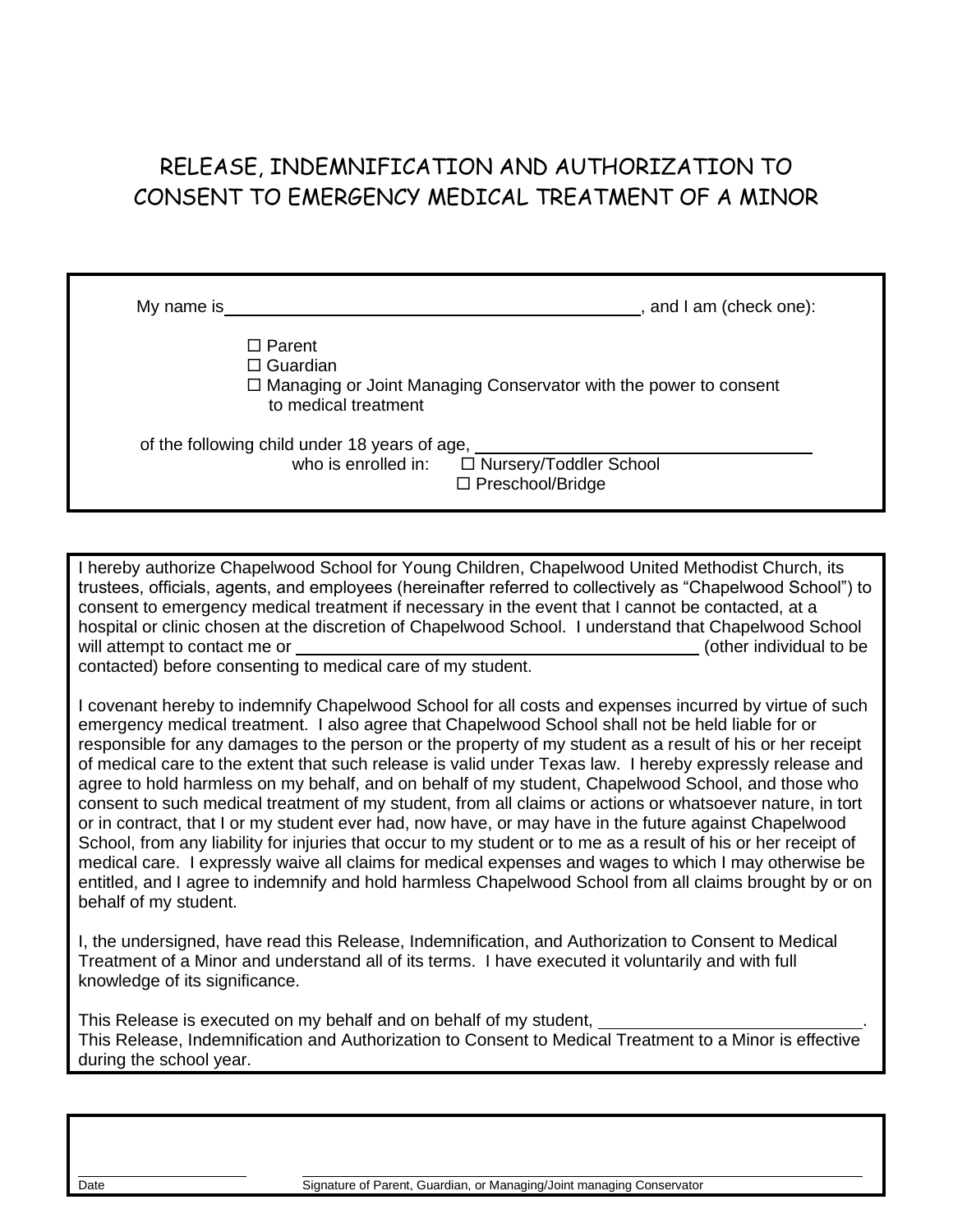# RELEASE, INDEMNIFICATION AND AUTHORIZATION TO CONSENT TO EMERGENCY MEDICAL TREATMENT OF A MINOR

My name is\_\_\_\_\_\_\_\_\_\_\_\_\_\_\_\_\_\_\_\_\_\_\_\_\_\_\_\_\_\_\_\_\_\_\_\_\_\_\_\_, and I am (check one):

☐ Parent
☐ Guardian
☐ Managing or Joint Managing Conservator with the power to consent to medical treatment

of the following child under 18 years of age, \_\_\_\_\_\_\_\_\_\_\_\_\_\_\_\_\_\_\_\_\_\_\_\_\_\_\_\_\_\_\_\_
who is enrolled in: ☐ Nursery/Toddler School
☐ Preschool/Bridge

I hereby authorize Chapelwood School for Young Children, Chapelwood United Methodist Church, its trustees, officials, agents, and employees (hereinafter referred to collectively as "Chapelwood School") to consent to emergency medical treatment if necessary in the event that I cannot be contacted, at a hospital or clinic chosen at the discretion of Chapelwood School. I understand that Chapelwood School will attempt to contact me or \_\_\_\_\_\_\_\_\_\_\_\_\_\_\_\_\_\_\_\_\_\_\_\_\_\_\_\_\_\_\_\_\_\_\_\_\_\_\_\_ (other individual to be contacted) before consenting to medical care of my student.

I covenant hereby to indemnify Chapelwood School for all costs and expenses incurred by virtue of such emergency medical treatment. I also agree that Chapelwood School shall not be held liable for or responsible for any damages to the person or the property of my student as a result of his or her receipt of medical care to the extent that such release is valid under Texas law. I hereby expressly release and agree to hold harmless on my behalf, and on behalf of my student, Chapelwood School, and those who consent to such medical treatment of my student, from all claims or actions or whatsoever nature, in tort or in contract, that I or my student ever had, now have, or may have in the future against Chapelwood School, from any liability for injuries that occur to my student or to me as a result of his or her receipt of medical care. I expressly waive all claims for medical expenses and wages to which I may otherwise be entitled, and I agree to indemnify and hold harmless Chapelwood School from all claims brought by or on behalf of my student.

I, the undersigned, have read this Release, Indemnification, and Authorization to Consent to Medical Treatment of a Minor and understand all of its terms. I have executed it voluntarily and with full knowledge of its significance.

This Release is executed on my behalf and on behalf of my student, \_\_\_\_\_\_\_\_\_\_\_\_\_\_\_\_\_\_\_\_\_\_\_\_\_\_\_\_. This Release, Indemnification and Authorization to Consent to Medical Treatment to a Minor is effective during the school year.

\_\_\_\_\_\_\_\_\_\_\_\_\_\_\_\_\_\_\_\_ \_\_\_\_\_\_\_\_\_\_\_\_\_\_\_\_\_\_\_\_\_\_\_\_\_\_\_\_\_\_\_\_\_\_\_\_\_\_\_\_\_\_\_\_\_\_\_\_
Date Signature of Parent, Guardian, or Managing/Joint managing Conservator